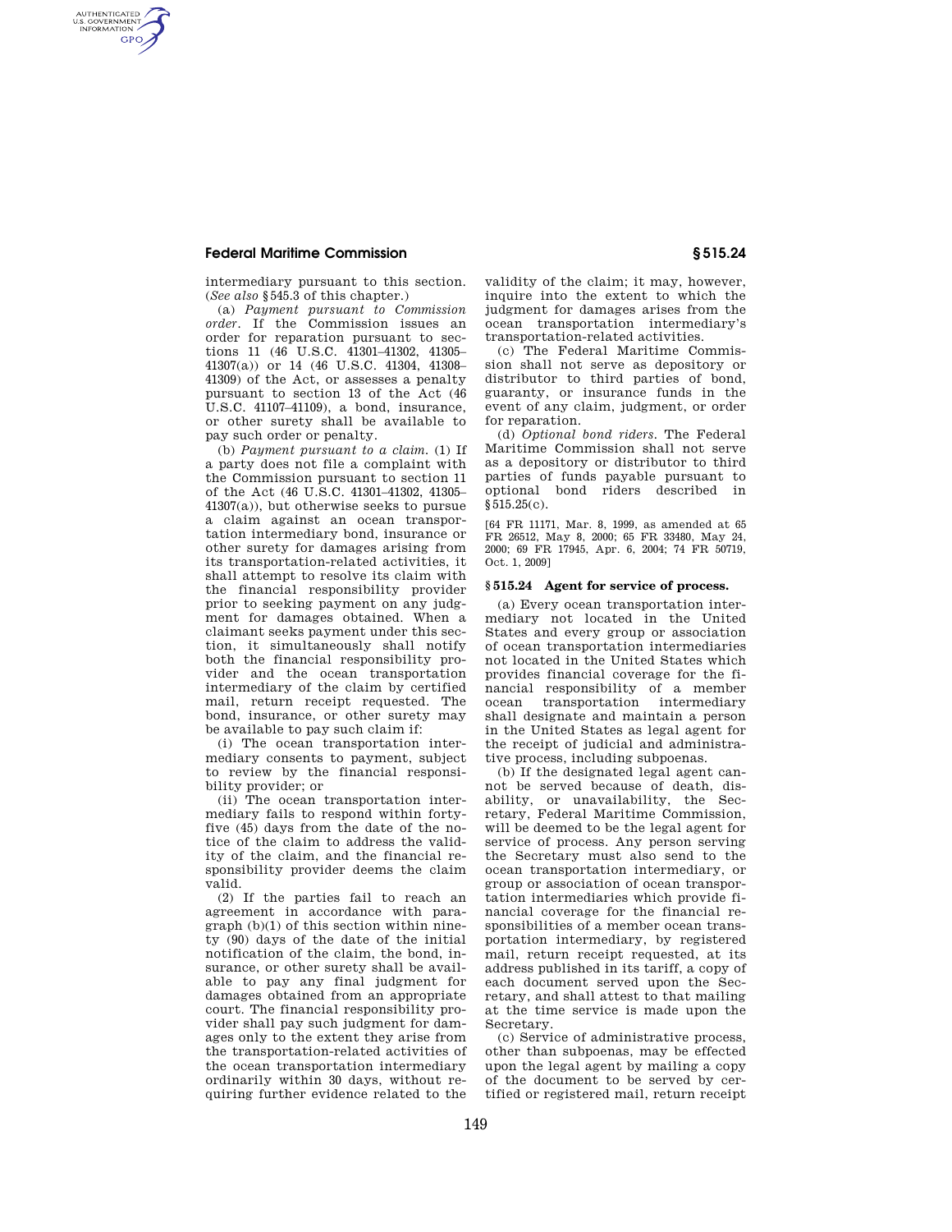intermediary pursuant to this section. (*See also* §545.3 of this chapter.)

(a) *Payment pursuant to Commission order*. If the Commission issues an order for reparation pursuant to sections 11 (46 U.S.C. 41301–41302, 41305–41307(a)) or 14 (46 U.S.C. 41304, 41308–41309) of the Act, or assesses a penalty pursuant to section 13 of the Act (46 U.S.C. 41107–41109), a bond, insurance, or other surety shall be available to pay such order or penalty.

(b) *Payment pursuant to a claim*. (1) If a party does not file a complaint with the Commission pursuant to section 11 of the Act (46 U.S.C. 41301–41302, 41305–41307(a)), but otherwise seeks to pursue a claim against an ocean transportation intermediary bond, insurance or other surety for damages arising from its transportation-related activities, it shall attempt to resolve its claim with the financial responsibility provider prior to seeking payment on any judgment for damages obtained. When a claimant seeks payment under this section, it simultaneously shall notify both the financial responsibility provider and the ocean transportation intermediary of the claim by certified mail, return receipt requested. The bond, insurance, or other surety may be available to pay such claim if:

(i) The ocean transportation intermediary consents to payment, subject to review by the financial responsibility provider; or

(ii) The ocean transportation intermediary fails to respond within forty-five (45) days from the date of the notice of the claim to address the validity of the claim, and the financial responsibility provider deems the claim valid.

(2) If the parties fail to reach an agreement in accordance with paragraph (b)(1) of this section within ninety (90) days of the date of the initial notification of the claim, the bond, insurance, or other surety shall be available to pay any final judgment for damages obtained from an appropriate court. The financial responsibility provider shall pay such judgment for damages only to the extent they arise from the transportation-related activities of the ocean transportation intermediary ordinarily within 30 days, without requiring further evidence related to the validity of the claim; it may, however, inquire into the extent to which the judgment for damages arises from the ocean transportation intermediary's transportation-related activities.

(c) The Federal Maritime Commission shall not serve as depository or distributor to third parties of bond, guaranty, or insurance funds in the event of any claim, judgment, or order for reparation.

(d) *Optional bond riders*. The Federal Maritime Commission shall not serve as a depository or distributor to third parties of funds payable pursuant to optional bond riders described in §515.25(c).

[64 FR 11171, Mar. 8, 1999, as amended at 65 FR 26512, May 8, 2000; 65 FR 33480, May 24, 2000; 69 FR 17945, Apr. 6, 2004; 74 FR 50719, Oct. 1, 2009]

## § 515.24 Agent for service of process.

(a) Every ocean transportation intermediary not located in the United States and every group or association of ocean transportation intermediaries not located in the United States which provides financial coverage for the financial responsibility of a member ocean transportation intermediary shall designate and maintain a person in the United States as legal agent for the receipt of judicial and administrative process, including subpoenas.

(b) If the designated legal agent cannot be served because of death, disability, or unavailability, the Secretary, Federal Maritime Commission, will be deemed to be the legal agent for service of process. Any person serving the Secretary must also send to the ocean transportation intermediary, or group or association of ocean transportation intermediaries which provide financial coverage for the financial responsibilities of a member ocean transportation intermediary, by registered mail, return receipt requested, at its address published in its tariff, a copy of each document served upon the Secretary, and shall attest to that mailing at the time service is made upon the Secretary.

(c) Service of administrative process, other than subpoenas, may be effected upon the legal agent by mailing a copy of the document to be served by certified or registered mail, return receipt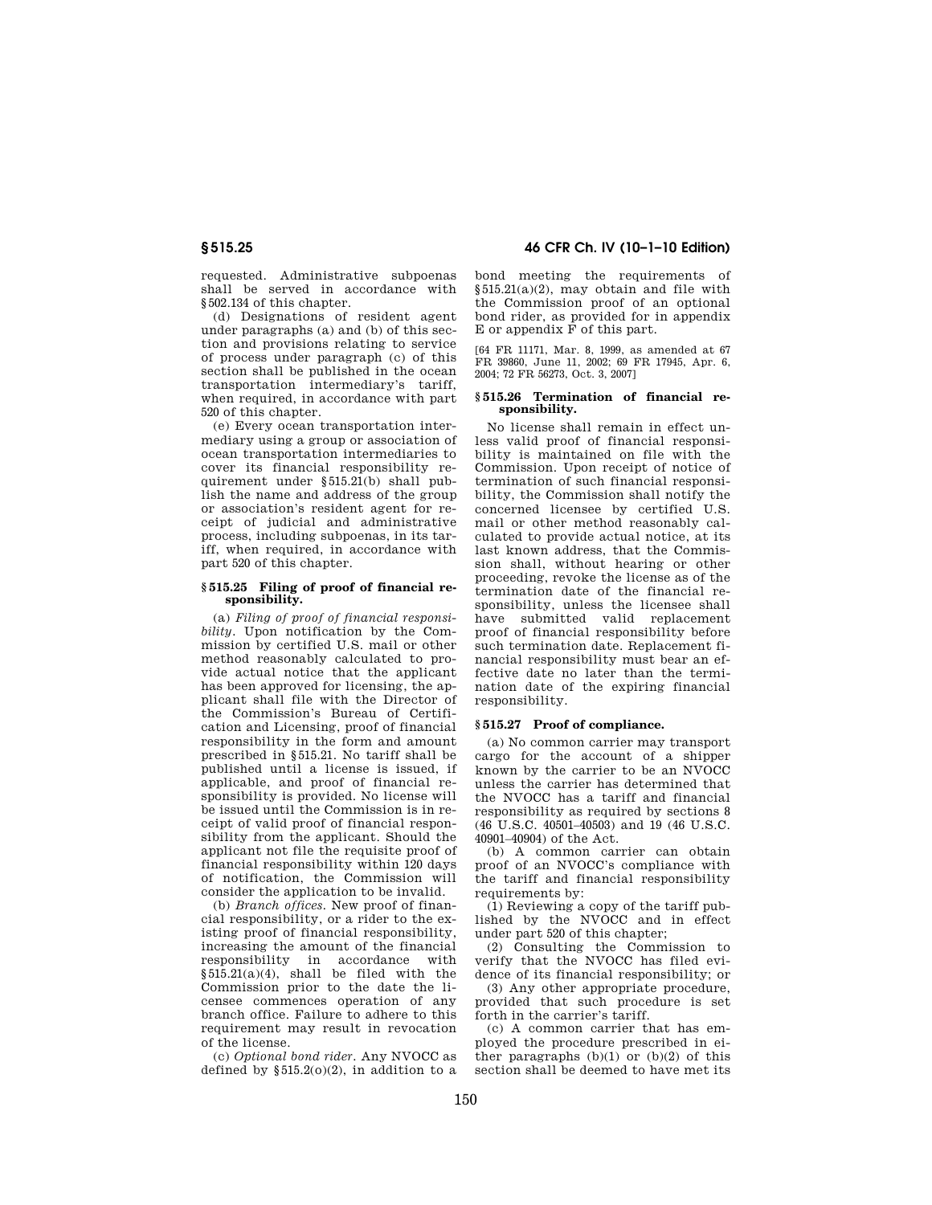requested. Administrative subpoenas shall be served in accordance with §502.134 of this chapter.

(d) Designations of resident agent under paragraphs (a) and (b) of this section and provisions relating to service of process under paragraph (c) of this section shall be published in the ocean transportation intermediary's tariff, when required, in accordance with part 520 of this chapter.

(e) Every ocean transportation intermediary using a group or association of ocean transportation intermediaries to cover its financial responsibility requirement under §515.21(b) shall publish the name and address of the group or association's resident agent for receipt of judicial and administrative process, including subpoenas, in its tariff, when required, in accordance with part 520 of this chapter.

### § 515.25 Filing of proof of financial responsibility.

(a) *Filing of proof of financial responsibility.* Upon notification by the Commission by certified U.S. mail or other method reasonably calculated to provide actual notice that the applicant has been approved for licensing, the applicant shall file with the Director of the Commission's Bureau of Certification and Licensing, proof of financial responsibility in the form and amount prescribed in §515.21. No tariff shall be published until a license is issued, if applicable, and proof of financial responsibility is provided. No license will be issued until the Commission is in receipt of valid proof of financial responsibility from the applicant. Should the applicant not file the requisite proof of financial responsibility within 120 days of notification, the Commission will consider the application to be invalid.

(b) *Branch offices.* New proof of financial responsibility, or a rider to the existing proof of financial responsibility, increasing the amount of the financial responsibility in accordance with §515.21(a)(4), shall be filed with the Commission prior to the date the licensee commences operation of any branch office. Failure to adhere to this requirement may result in revocation of the license.

(c) *Optional bond rider.* Any NVOCC as defined by §515.2(o)(2), in addition to a bond meeting the requirements of §515.21(a)(2), may obtain and file with the Commission proof of an optional bond rider, as provided for in appendix E or appendix F of this part.

[64 FR 11171, Mar. 8, 1999, as amended at 67 FR 39860, June 11, 2002; 69 FR 17945, Apr. 6, 2004; 72 FR 56273, Oct. 3, 2007]

### § 515.26 Termination of financial responsibility.

No license shall remain in effect unless valid proof of financial responsibility is maintained on file with the Commission. Upon receipt of notice of termination of such financial responsibility, the Commission shall notify the concerned licensee by certified U.S. mail or other method reasonably calculated to provide actual notice, at its last known address, that the Commission shall, without hearing or other proceeding, revoke the license as of the termination date of the financial responsibility, unless the licensee shall have submitted valid replacement proof of financial responsibility before such termination date. Replacement financial responsibility must bear an effective date no later than the termination date of the expiring financial responsibility.

### § 515.27 Proof of compliance.

(a) No common carrier may transport cargo for the account of a shipper known by the carrier to be an NVOCC unless the carrier has determined that the NVOCC has a tariff and financial responsibility as required by sections 8 (46 U.S.C. 40501–40503) and 19 (46 U.S.C. 40901–40904) of the Act.

(b) A common carrier can obtain proof of an NVOCC's compliance with the tariff and financial responsibility requirements by:

(1) Reviewing a copy of the tariff published by the NVOCC and in effect under part 520 of this chapter;

(2) Consulting the Commission to verify that the NVOCC has filed evidence of its financial responsibility; or

(3) Any other appropriate procedure, provided that such procedure is set forth in the carrier's tariff.

(c) A common carrier that has employed the procedure prescribed in either paragraphs (b)(1) or (b)(2) of this section shall be deemed to have met its